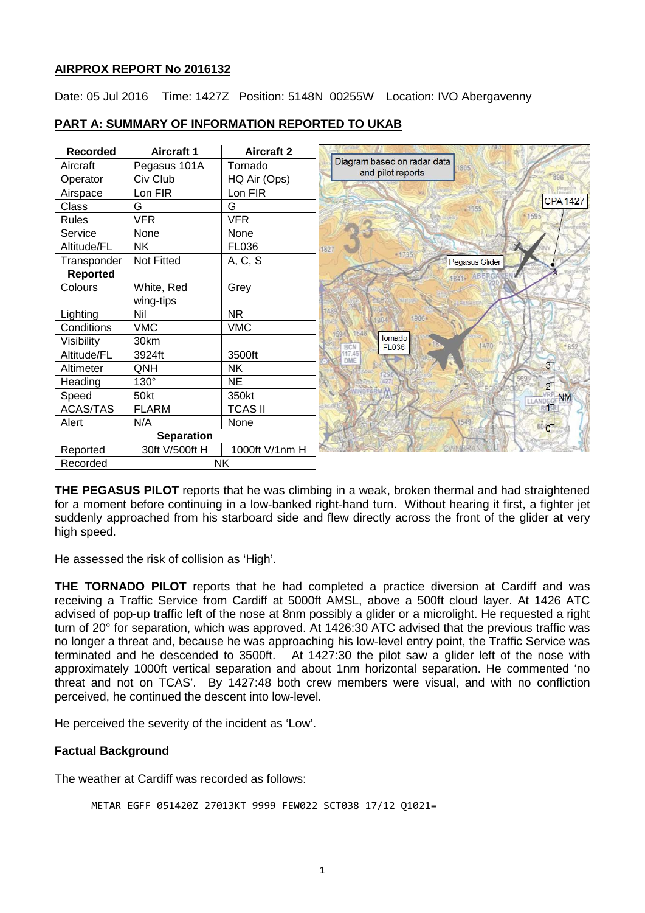## AIRPROX REPORT No 2016132

Date: 05 Jul 2016 Time: 1427Z Position: 5148N 00255W Location: IVO Abergavenny

## PART A: SUMMARY OF INFORMATION REPORTED TO UKAB

| Recorded | Aircraft 1 | Aircraft 2 |
|---|---|---|
| Aircraft | Pegasus 101A | Tornado |
| Operator | Civ Club | HQ Air (Ops) |
| Airspace | Lon FIR | Lon FIR |
| Class | G | G |
| Rules | VFR | VFR |
| Service | None | None |
| Altitude/FL | NK | FL036 |
| Transponder | Not Fitted | A, C, S |
| **Reported** | | |
| Colours | White, Red wing-tips | Grey |
| Lighting | Nil | NR |
| Conditions | VMC | VMC |
| Visibility | 30km | |
| Altitude/FL | 3924ft | 3500ft |
| Altimeter | QNH | NK |
| Heading | 130° | NE |
| Speed | 50kt | 350kt |
| ACAS/TAS | FLARM | TCAS II |
| Alert | N/A | None |
| **Separation** | | |
| Reported | 30ft V/500ft H | 1000ft V/1nm H |
| Recorded | NK | |

Diagram based on radar data and pilot reports

**THE PEGASUS PILOT** reports that he was climbing in a weak, broken thermal and had straightened for a moment before continuing in a low-banked right-hand turn. Without hearing it first, a fighter jet suddenly approached from his starboard side and flew directly across the front of the glider at very high speed.

He assessed the risk of collision as 'High'.

**THE TORNADO PILOT** reports that he had completed a practice diversion at Cardiff and was receiving a Traffic Service from Cardiff at 5000ft AMSL, above a 500ft cloud layer. At 1426 ATC advised of pop-up traffic left of the nose at 8nm possibly a glider or a microlight. He requested a right turn of 20° for separation, which was approved. At 1426:30 ATC advised that the previous traffic was no longer a threat and, because he was approaching his low-level entry point, the Traffic Service was terminated and he descended to 3500ft. At 1427:30 the pilot saw a glider left of the nose with approximately 1000ft vertical separation and about 1nm horizontal separation. He commented 'no threat and not on TCAS'. By 1427:48 both crew members were visual, and with no confliction perceived, he continued the descent into low-level.

He perceived the severity of the incident as 'Low'.

### Factual Background

The weather at Cardiff was recorded as follows:

```
METAR EGFF 051420Z 27013KT 9999 FEW022 SCT038 17/12 Q1021=
```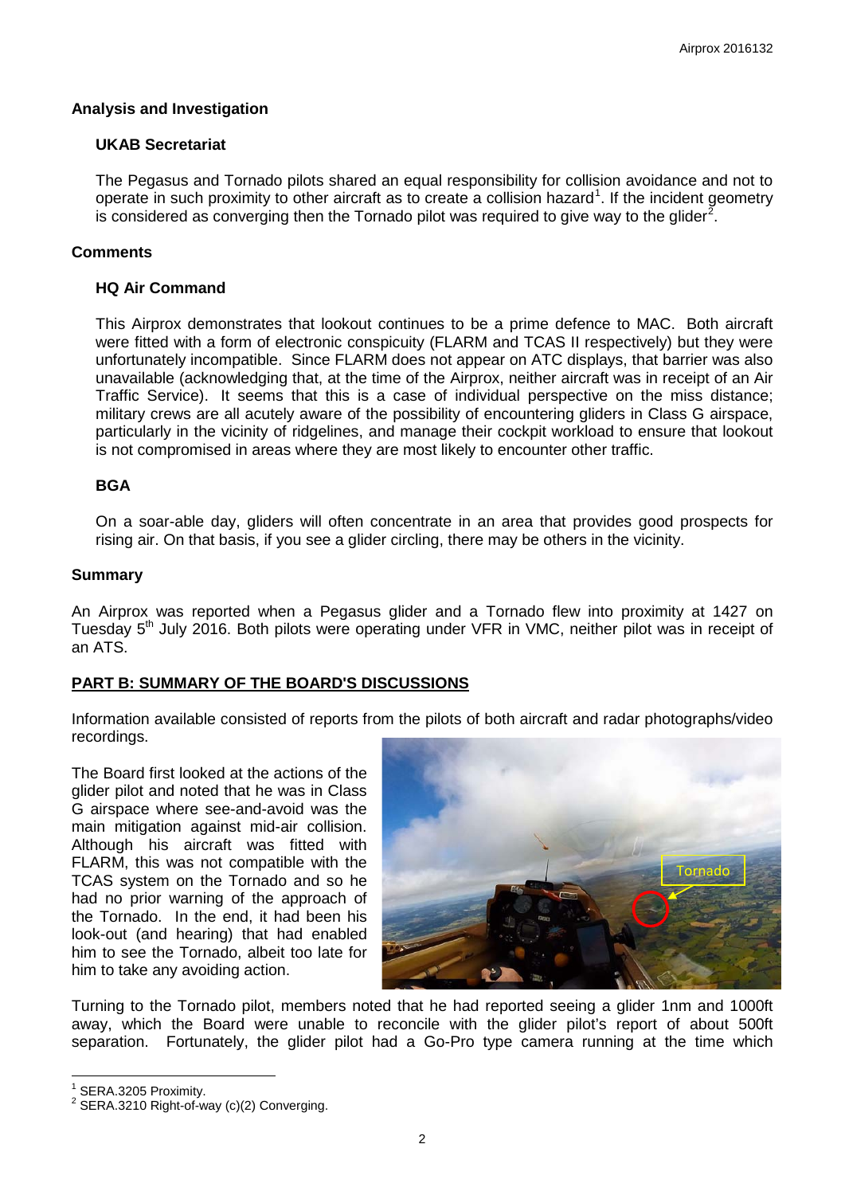## Analysis and Investigation

### UKAB Secretariat

The Pegasus and Tornado pilots shared an equal responsibility for collision avoidance and not to operate in such proximity to other aircraft as to create a collision hazard[1]. If the incident geometry is considered as converging then the Tornado pilot was required to give way to the glider[2].

## Comments

### HQ Air Command

This Airprox demonstrates that lookout continues to be a prime defence to MAC. Both aircraft were fitted with a form of electronic conspicuity (FLARM and TCAS II respectively) but they were unfortunately incompatible. Since FLARM does not appear on ATC displays, that barrier was also unavailable (acknowledging that, at the time of the Airprox, neither aircraft was in receipt of an Air Traffic Service). It seems that this is a case of individual perspective on the miss distance; military crews are all acutely aware of the possibility of encountering gliders in Class G airspace, particularly in the vicinity of ridgelines, and manage their cockpit workload to ensure that lookout is not compromised in areas where they are most likely to encounter other traffic.

### BGA

On a soar-able day, gliders will often concentrate in an area that provides good prospects for rising air. On that basis, if you see a glider circling, there may be others in the vicinity.

## Summary

An Airprox was reported when a Pegasus glider and a Tornado flew into proximity at 1427 on Tuesday 5th July 2016. Both pilots were operating under VFR in VMC, neither pilot was in receipt of an ATS.

## PART B: SUMMARY OF THE BOARD'S DISCUSSIONS

Information available consisted of reports from the pilots of both aircraft and radar photographs/video recordings.

The Board first looked at the actions of the glider pilot and noted that he was in Class G airspace where see-and-avoid was the main mitigation against mid-air collision. Although his aircraft was fitted with FLARM, this was not compatible with the TCAS system on the Tornado and so he had no prior warning of the approach of the Tornado. In the end, it had been his look-out (and hearing) that had enabled him to see the Tornado, albeit too late for him to take any avoiding action.

Turning to the Tornado pilot, members noted that he had reported seeing a glider 1nm and 1000ft away, which the Board were unable to reconcile with the glider pilot's report of about 500ft separation. Fortunately, the glider pilot had a Go-Pro type camera running at the time which

---

[1] SERA.3205 Proximity.

[2] SERA.3210 Right-of-way (c)(2) Converging.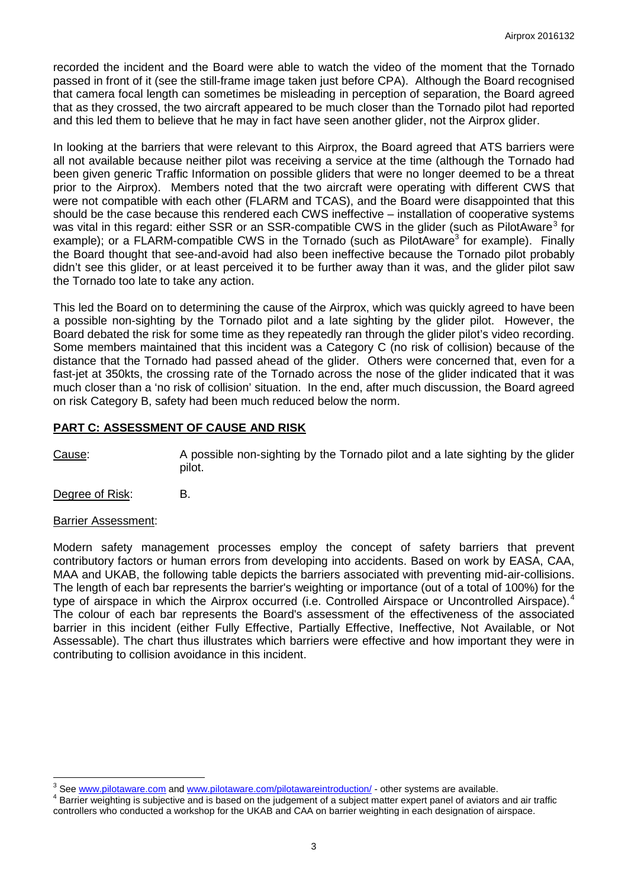recorded the incident and the Board were able to watch the video of the moment that the Tornado passed in front of it (see the still-frame image taken just before CPA). Although the Board recognised that camera focal length can sometimes be misleading in perception of separation, the Board agreed that as they crossed, the two aircraft appeared to be much closer than the Tornado pilot had reported and this led them to believe that he may in fact have seen another glider, not the Airprox glider.

In looking at the barriers that were relevant to this Airprox, the Board agreed that ATS barriers were all not available because neither pilot was receiving a service at the time (although the Tornado had been given generic Traffic Information on possible gliders that were no longer deemed to be a threat prior to the Airprox). Members noted that the two aircraft were operating with different CWS that were not compatible with each other (FLARM and TCAS), and the Board were disappointed that this should be the case because this rendered each CWS ineffective – installation of cooperative systems was vital in this regard: either SSR or an SSR-compatible CWS in the glider (such as PilotAware[3] for example); or a FLARM-compatible CWS in the Tornado (such as PilotAware[3] for example). Finally the Board thought that see-and-avoid had also been ineffective because the Tornado pilot probably didn't see this glider, or at least perceived it to be further away than it was, and the glider pilot saw the Tornado too late to take any action.

This led the Board on to determining the cause of the Airprox, which was quickly agreed to have been a possible non-sighting by the Tornado pilot and a late sighting by the glider pilot. However, the Board debated the risk for some time as they repeatedly ran through the glider pilot's video recording. Some members maintained that this incident was a Category C (no risk of collision) because of the distance that the Tornado had passed ahead of the glider. Others were concerned that, even for a fast-jet at 350kts, the crossing rate of the Tornado across the nose of the glider indicated that it was much closer than a 'no risk of collision' situation. In the end, after much discussion, the Board agreed on risk Category B, safety had been much reduced below the norm.

## PART C: ASSESSMENT OF CAUSE AND RISK

Cause: A possible non-sighting by the Tornado pilot and a late sighting by the glider pilot.

Degree of Risk: B.

Barrier Assessment:

Modern safety management processes employ the concept of safety barriers that prevent contributory factors or human errors from developing into accidents. Based on work by EASA, CAA, MAA and UKAB, the following table depicts the barriers associated with preventing mid-air-collisions. The length of each bar represents the barrier's weighting or importance (out of a total of 100%) for the type of airspace in which the Airprox occurred (i.e. Controlled Airspace or Uncontrolled Airspace).[4] The colour of each bar represents the Board's assessment of the effectiveness of the associated barrier in this incident (either Fully Effective, Partially Effective, Ineffective, Not Available, or Not Assessable). The chart thus illustrates which barriers were effective and how important they were in contributing to collision avoidance in this incident.

---

[3] See www.pilotaware.com and www.pilotaware.com/pilotawareintroduction/ - other systems are available.

[4] Barrier weighting is subjective and is based on the judgement of a subject matter expert panel of aviators and air traffic controllers who conducted a workshop for the UKAB and CAA on barrier weighting in each designation of airspace.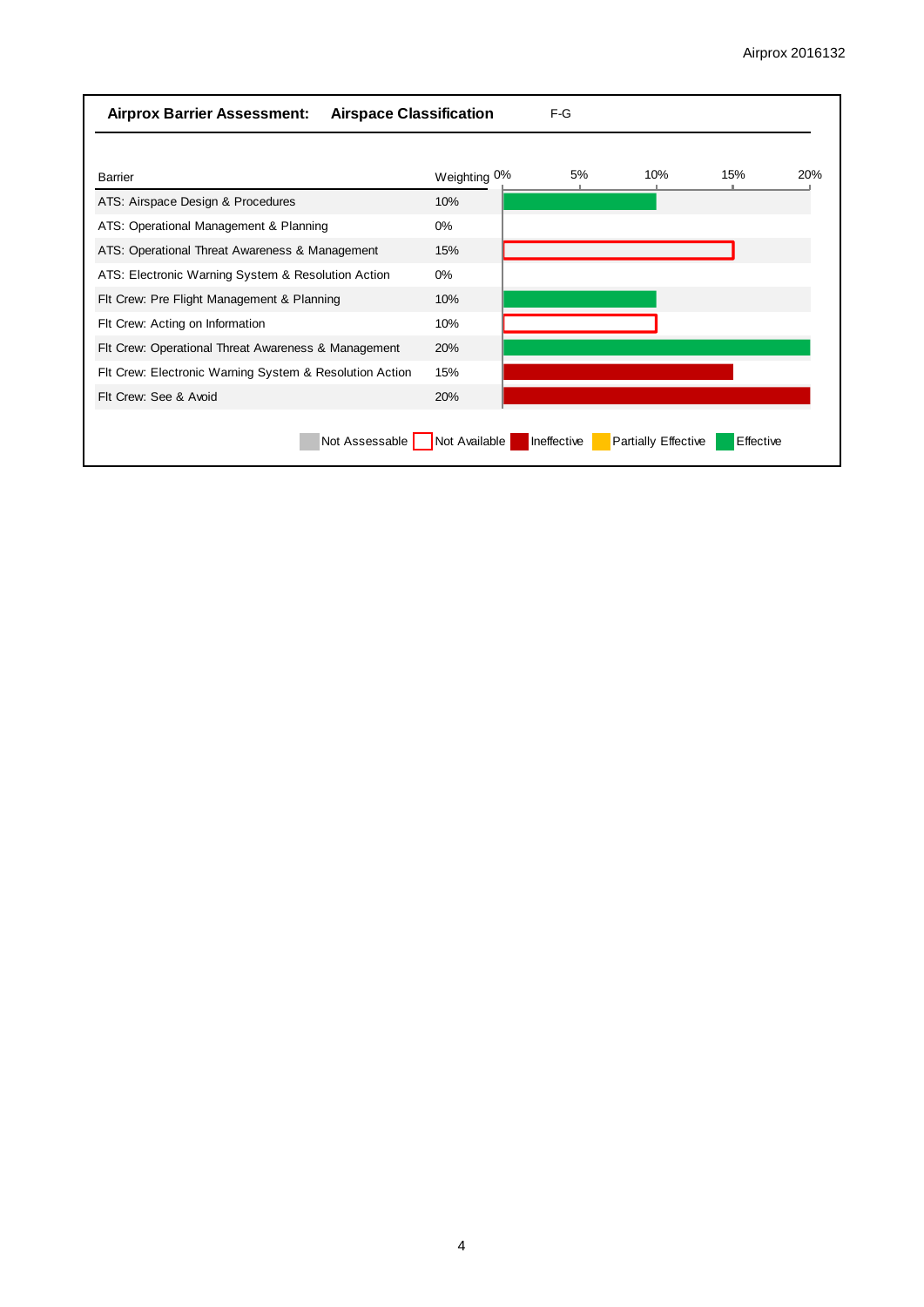**Airprox Barrier Assessment:** **Airspace Classification** F-G

Barrier
Weighting
0%
5%
10%
15%
20%

ATS: Airspace Design & Procedures 10%
ATS: Operational Management & Planning 0%
ATS: Operational Threat Awareness & Management 15%
ATS: Electronic Warning System & Resolution Action 0%
Flt Crew: Pre Flight Management & Planning 10%
Flt Crew: Acting on Information 10%
Flt Crew: Operational Threat Awareness & Management 20%
Flt Crew: Electronic Warning System & Resolution Action 15%
Flt Crew: See & Avoid 20%

Not Assessable
Not Available
Ineffective
Partially Effective
Effective